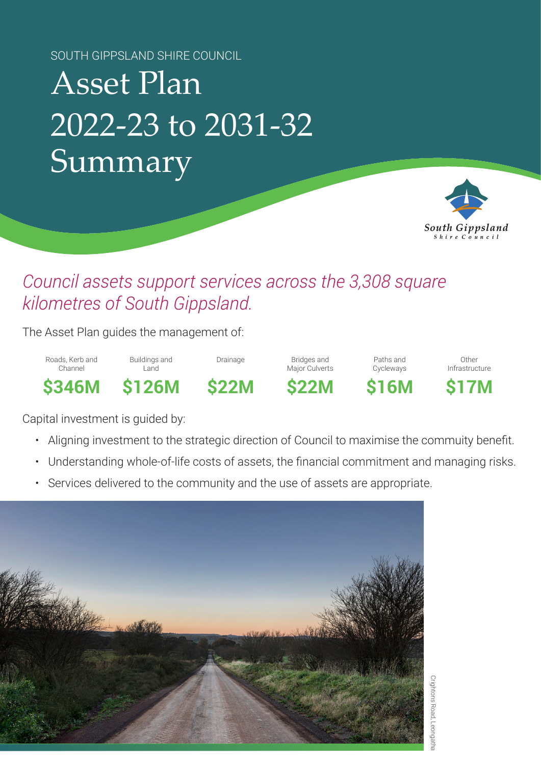SOUTH GIPPSLAND SHIRE COUNCIL

# Asset Plan 2022-23 to 2031-32 Summary

## *Council assets support services across the 3,308 square kilometres of South Gippsland.*

The Asset Plan guides the management of:

| Roads, Kerb and Channel | Buildings and Land | Drainage | Bridges and Major Culverts | Paths and Cycleways | Other Infrastructure |
|---|---|---|---|---|---|
| **$346M** | **$126M** | **$22M** | **$22M** | **$16M** | **$17M** |

Capital investment is guided by:

- Aligning investment to the strategic direction of Council to maximise the commuity benefit.
- Understanding whole-of-life costs of assets, the financial commitment and managing risks.
- Services delivered to the community and the use of assets are appropriate.

Crightons Road, Leongatha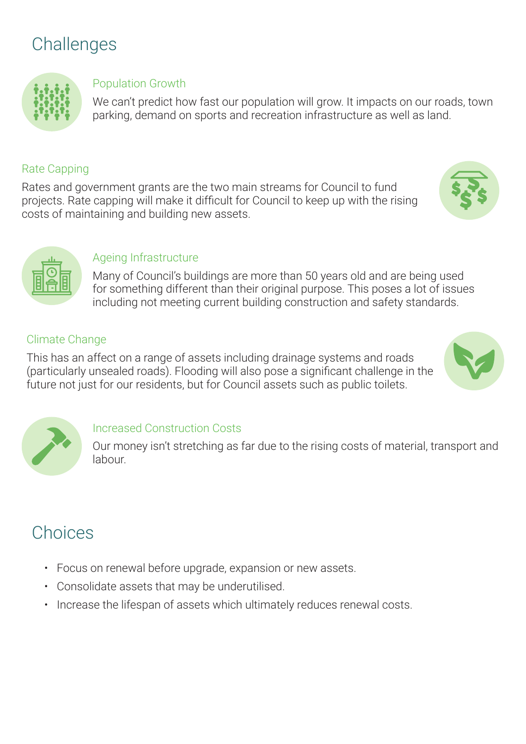# Challenges

### Population Growth

We can't predict how fast our population will grow. It impacts on our roads, town parking, demand on sports and recreation infrastructure as well as land.

### Rate Capping

Rates and government grants are the two main streams for Council to fund projects. Rate capping will make it difficult for Council to keep up with the rising costs of maintaining and building new assets.

### Ageing Infrastructure

Many of Council's buildings are more than 50 years old and are being used for something different than their original purpose. This poses a lot of issues including not meeting current building construction and safety standards.

### Climate Change

This has an affect on a range of assets including drainage systems and roads (particularly unsealed roads). Flooding will also pose a significant challenge in the future not just for our residents, but for Council assets such as public toilets.

### Increased Construction Costs

Our money isn't stretching as far due to the rising costs of material, transport and labour.

# Choices

- Focus on renewal before upgrade, expansion or new assets.
- Consolidate assets that may be underutilised.
- Increase the lifespan of assets which ultimately reduces renewal costs.